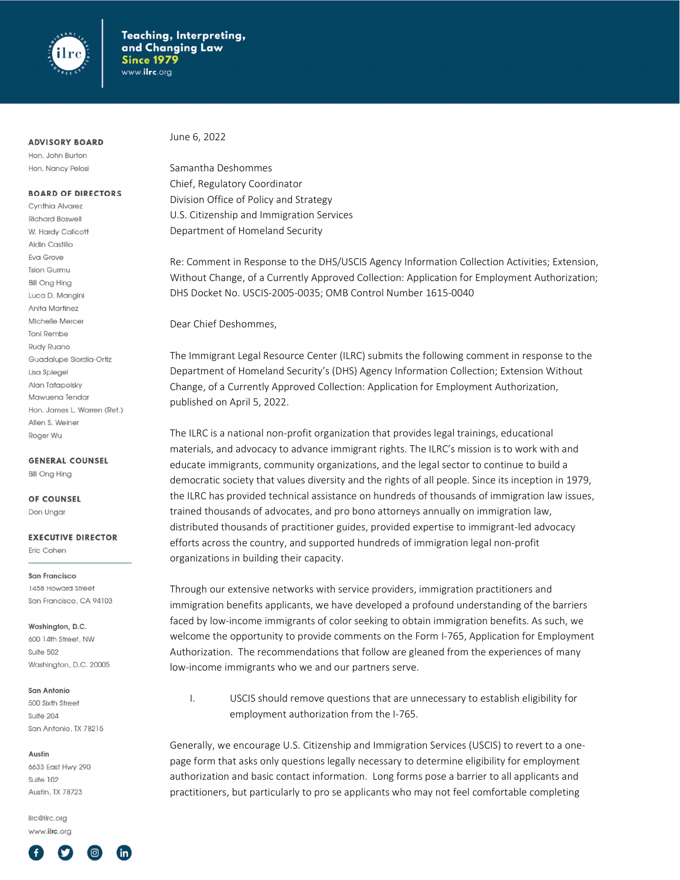Teaching, Interpreting, and Changing Law
Since 1979
www.ilrc.org

**ADVISORY BOARD**
Hon. John Burton
Hon. Nancy Pelosi

**BOARD OF DIRECTORS**
Cynthia Alvarez
Richard Boswell
W. Hardy Callcott
Aldin Castillo
Eva Grove
Tsion Gurmu
Bill Ong Hing
Luca D. Mangini
Anita Martinez
Michelle Mercer
Toni Rembe
Rudy Ruano
Guadalupe Siordia-Ortiz
Lisa Spiegel
Alan Tafapolsky
Mawuena Tendar
Hon. James L. Warren (Ret.)
Allen S. Weiner
Roger Wu

**GENERAL COUNSEL**
Bill Ong Hing

**OF COUNSEL**
Don Ungar

**EXECUTIVE DIRECTOR**
Eric Cohen

**San Francisco**
1458 Howard Street
San Francisco, CA 94103

**Washington, D.C.**
600 14th Street, NW
Suite 502
Washington, D.C. 20005

**San Antonio**
500 Sixth Street
Suite 204
San Antonio, TX 78215

**Austin**
6633 East Hwy 290
Suite 102
Austin, TX 78723

ilrc@ilrc.org
www.ilrc.org

June 6, 2022

Samantha Deshommes
Chief, Regulatory Coordinator
Division Office of Policy and Strategy
U.S. Citizenship and Immigration Services
Department of Homeland Security

Re: Comment in Response to the DHS/USCIS Agency Information Collection Activities; Extension, Without Change, of a Currently Approved Collection: Application for Employment Authorization; DHS Docket No. USCIS-2005-0035; OMB Control Number 1615-0040

Dear Chief Deshommes,

The Immigrant Legal Resource Center (ILRC) submits the following comment in response to the Department of Homeland Security's (DHS) Agency Information Collection; Extension Without Change, of a Currently Approved Collection: Application for Employment Authorization, published on April 5, 2022.

The ILRC is a national non-profit organization that provides legal trainings, educational materials, and advocacy to advance immigrant rights. The ILRC's mission is to work with and educate immigrants, community organizations, and the legal sector to continue to build a democratic society that values diversity and the rights of all people. Since its inception in 1979, the ILRC has provided technical assistance on hundreds of thousands of immigration law issues, trained thousands of advocates, and pro bono attorneys annually on immigration law, distributed thousands of practitioner guides, provided expertise to immigrant-led advocacy efforts across the country, and supported hundreds of immigration legal non-profit organizations in building their capacity.

Through our extensive networks with service providers, immigration practitioners and immigration benefits applicants, we have developed a profound understanding of the barriers faced by low-income immigrants of color seeking to obtain immigration benefits. As such, we welcome the opportunity to provide comments on the Form I-765, Application for Employment Authorization. The recommendations that follow are gleaned from the experiences of many low-income immigrants who we and our partners serve.

I. USCIS should remove questions that are unnecessary to establish eligibility for employment authorization from the I-765.

Generally, we encourage U.S. Citizenship and Immigration Services (USCIS) to revert to a one-page form that asks only questions legally necessary to determine eligibility for employment authorization and basic contact information. Long forms pose a barrier to all applicants and practitioners, but particularly to pro se applicants who may not feel comfortable completing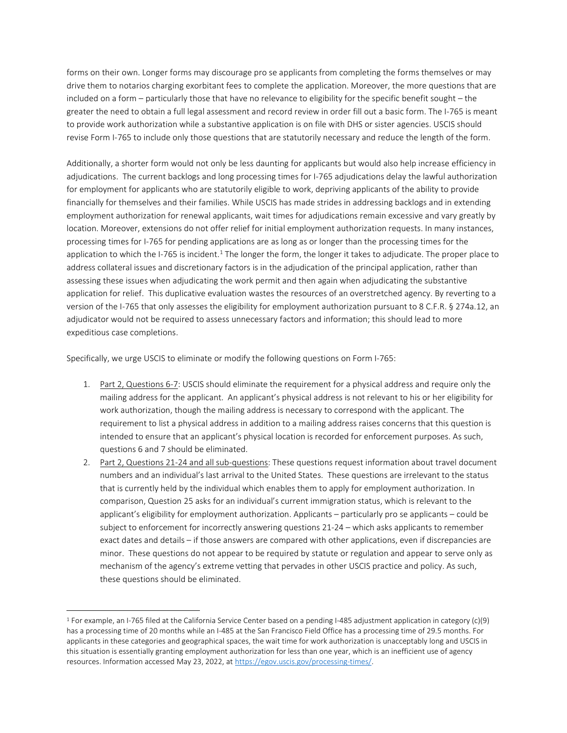forms on their own. Longer forms may discourage pro se applicants from completing the forms themselves or may drive them to notarios charging exorbitant fees to complete the application. Moreover, the more questions that are included on a form – particularly those that have no relevance to eligibility for the specific benefit sought – the greater the need to obtain a full legal assessment and record review in order fill out a basic form. The I-765 is meant to provide work authorization while a substantive application is on file with DHS or sister agencies. USCIS should revise Form I-765 to include only those questions that are statutorily necessary and reduce the length of the form.

Additionally, a shorter form would not only be less daunting for applicants but would also help increase efficiency in adjudications. The current backlogs and long processing times for I-765 adjudications delay the lawful authorization for employment for applicants who are statutorily eligible to work, depriving applicants of the ability to provide financially for themselves and their families. While USCIS has made strides in addressing backlogs and in extending employment authorization for renewal applicants, wait times for adjudications remain excessive and vary greatly by location. Moreover, extensions do not offer relief for initial employment authorization requests. In many instances, processing times for I-765 for pending applications are as long as or longer than the processing times for the application to which the I-765 is incident.[1] The longer the form, the longer it takes to adjudicate. The proper place to address collateral issues and discretionary factors is in the adjudication of the principal application, rather than assessing these issues when adjudicating the work permit and then again when adjudicating the substantive application for relief. This duplicative evaluation wastes the resources of an overstretched agency. By reverting to a version of the I-765 that only assesses the eligibility for employment authorization pursuant to 8 C.F.R. § 274a.12, an adjudicator would not be required to assess unnecessary factors and information; this should lead to more expeditious case completions.

Specifically, we urge USCIS to eliminate or modify the following questions on Form I-765:

1. Part 2, Questions 6-7: USCIS should eliminate the requirement for a physical address and require only the mailing address for the applicant. An applicant's physical address is not relevant to his or her eligibility for work authorization, though the mailing address is necessary to correspond with the applicant. The requirement to list a physical address in addition to a mailing address raises concerns that this question is intended to ensure that an applicant's physical location is recorded for enforcement purposes. As such, questions 6 and 7 should be eliminated.
2. Part 2, Questions 21-24 and all sub-questions: These questions request information about travel document numbers and an individual's last arrival to the United States. These questions are irrelevant to the status that is currently held by the individual which enables them to apply for employment authorization. In comparison, Question 25 asks for an individual's current immigration status, which is relevant to the applicant's eligibility for employment authorization. Applicants – particularly pro se applicants – could be subject to enforcement for incorrectly answering questions 21-24 – which asks applicants to remember exact dates and details – if those answers are compared with other applications, even if discrepancies are minor. These questions do not appear to be required by statute or regulation and appear to serve only as mechanism of the agency's extreme vetting that pervades in other USCIS practice and policy. As such, these questions should be eliminated.

---

[1] For example, an I-765 filed at the California Service Center based on a pending I-485 adjustment application in category (c)(9) has a processing time of 20 months while an I-485 at the San Francisco Field Office has a processing time of 29.5 months. For applicants in these categories and geographical spaces, the wait time for work authorization is unacceptably long and USCIS in this situation is essentially granting employment authorization for less than one year, which is an inefficient use of agency resources. Information accessed May 23, 2022, at https://egov.uscis.gov/processing-times/.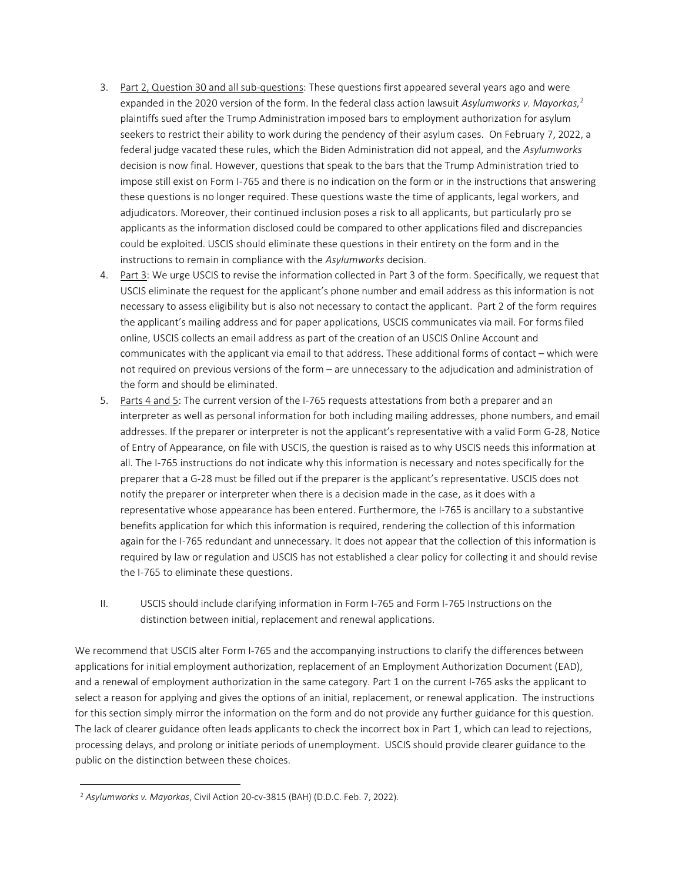3. <u>Part 2, Question 30 and all sub-questions</u>: These questions first appeared several years ago and were expanded in the 2020 version of the form. In the federal class action lawsuit *Asylumworks v. Mayorkas*,[2] plaintiffs sued after the Trump Administration imposed bars to employment authorization for asylum seekers to restrict their ability to work during the pendency of their asylum cases. On February 7, 2022, a federal judge vacated these rules, which the Biden Administration did not appeal, and the *Asylumworks* decision is now final. However, questions that speak to the bars that the Trump Administration tried to impose still exist on Form I-765 and there is no indication on the form or in the instructions that answering these questions is no longer required. These questions waste the time of applicants, legal workers, and adjudicators. Moreover, their continued inclusion poses a risk to all applicants, but particularly pro se applicants as the information disclosed could be compared to other applications filed and discrepancies could be exploited. USCIS should eliminate these questions in their entirety on the form and in the instructions to remain in compliance with the *Asylumworks* decision.
4. <u>Part 3</u>: We urge USCIS to revise the information collected in Part 3 of the form. Specifically, we request that USCIS eliminate the request for the applicant's phone number and email address as this information is not necessary to assess eligibility but is also not necessary to contact the applicant. Part 2 of the form requires the applicant's mailing address and for paper applications, USCIS communicates via mail. For forms filed online, USCIS collects an email address as part of the creation of an USCIS Online Account and communicates with the applicant via email to that address. These additional forms of contact – which were not required on previous versions of the form – are unnecessary to the adjudication and administration of the form and should be eliminated.
5. <u>Parts 4 and 5</u>: The current version of the I-765 requests attestations from both a preparer and an interpreter as well as personal information for both including mailing addresses, phone numbers, and email addresses. If the preparer or interpreter is not the applicant's representative with a valid Form G-28, Notice of Entry of Appearance, on file with USCIS, the question is raised as to why USCIS needs this information at all. The I-765 instructions do not indicate why this information is necessary and notes specifically for the preparer that a G-28 must be filled out if the preparer is the applicant's representative. USCIS does not notify the preparer or interpreter when there is a decision made in the case, as it does with a representative whose appearance has been entered. Furthermore, the I-765 is ancillary to a substantive benefits application for which this information is required, rendering the collection of this information again for the I-765 redundant and unnecessary. It does not appear that the collection of this information is required by law or regulation and USCIS has not established a clear policy for collecting it and should revise the I-765 to eliminate these questions.

II. USCIS should include clarifying information in Form I-765 and Form I-765 Instructions on the distinction between initial, replacement and renewal applications.

We recommend that USCIS alter Form I-765 and the accompanying instructions to clarify the differences between applications for initial employment authorization, replacement of an Employment Authorization Document (EAD), and a renewal of employment authorization in the same category. Part 1 on the current I-765 asks the applicant to select a reason for applying and gives the options of an initial, replacement, or renewal application. The instructions for this section simply mirror the information on the form and do not provide any further guidance for this question. The lack of clearer guidance often leads applicants to check the incorrect box in Part 1, which can lead to rejections, processing delays, and prolong or initiate periods of unemployment. USCIS should provide clearer guidance to the public on the distinction between these choices.

[2] *Asylumworks v. Mayorkas*, Civil Action 20-cv-3815 (BAH) (D.D.C. Feb. 7, 2022).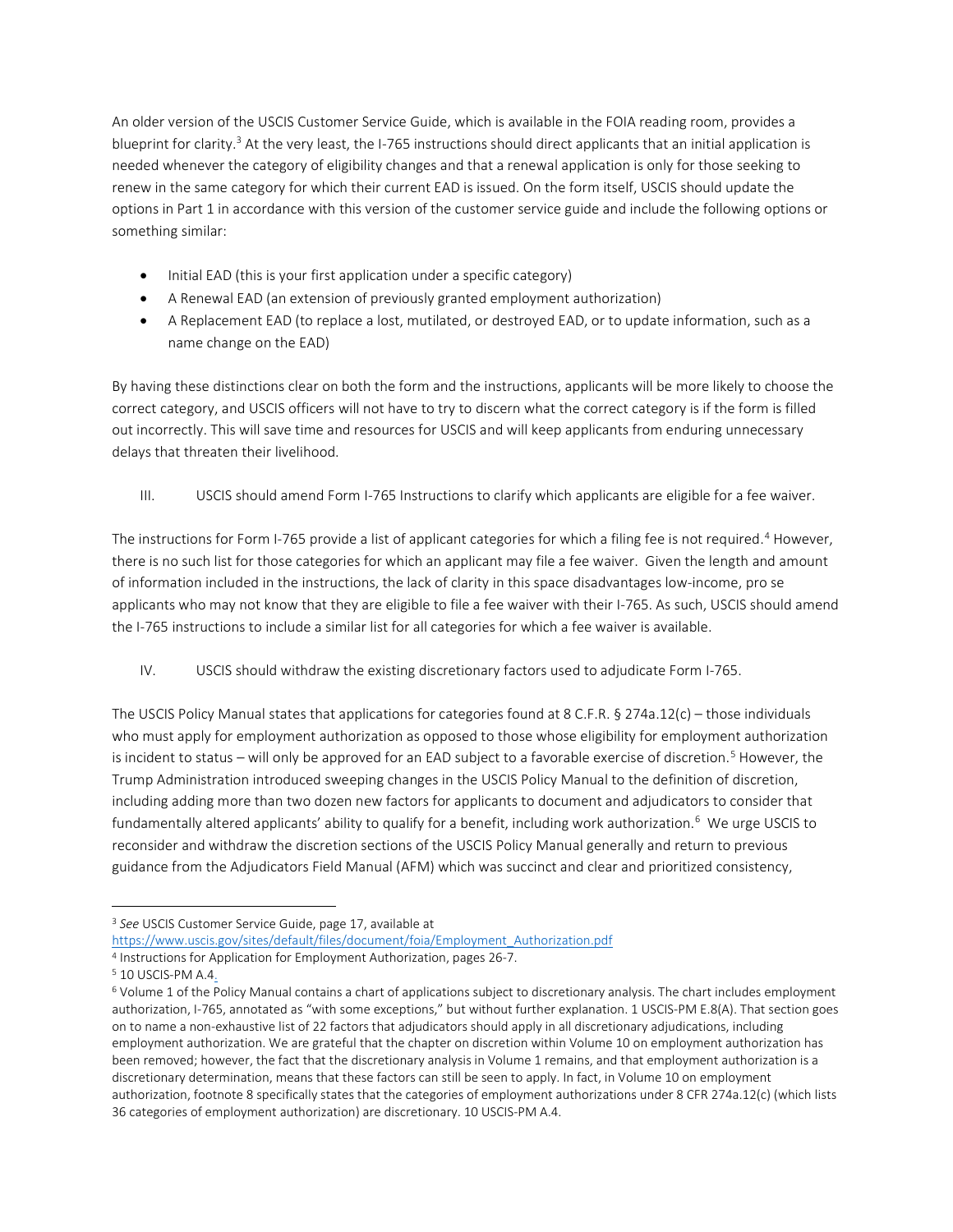An older version of the USCIS Customer Service Guide, which is available in the FOIA reading room, provides a blueprint for clarity.[3] At the very least, the I-765 instructions should direct applicants that an initial application is needed whenever the category of eligibility changes and that a renewal application is only for those seeking to renew in the same category for which their current EAD is issued. On the form itself, USCIS should update the options in Part 1 in accordance with this version of the customer service guide and include the following options or something similar:

- Initial EAD (this is your first application under a specific category)
- A Renewal EAD (an extension of previously granted employment authorization)
- A Replacement EAD (to replace a lost, mutilated, or destroyed EAD, or to update information, such as a name change on the EAD)

By having these distinctions clear on both the form and the instructions, applicants will be more likely to choose the correct category, and USCIS officers will not have to try to discern what the correct category is if the form is filled out incorrectly. This will save time and resources for USCIS and will keep applicants from enduring unnecessary delays that threaten their livelihood.

## III. USCIS should amend Form I-765 Instructions to clarify which applicants are eligible for a fee waiver.

The instructions for Form I-765 provide a list of applicant categories for which a filing fee is not required.[4] However, there is no such list for those categories for which an applicant may file a fee waiver. Given the length and amount of information included in the instructions, the lack of clarity in this space disadvantages low-income, pro se applicants who may not know that they are eligible to file a fee waiver with their I-765. As such, USCIS should amend the I-765 instructions to include a similar list for all categories for which a fee waiver is available.

## IV. USCIS should withdraw the existing discretionary factors used to adjudicate Form I-765.

The USCIS Policy Manual states that applications for categories found at 8 C.F.R. § 274a.12(c) – those individuals who must apply for employment authorization as opposed to those whose eligibility for employment authorization is incident to status – will only be approved for an EAD subject to a favorable exercise of discretion.[5] However, the Trump Administration introduced sweeping changes in the USCIS Policy Manual to the definition of discretion, including adding more than two dozen new factors for applicants to document and adjudicators to consider that fundamentally altered applicants' ability to qualify for a benefit, including work authorization.[6] We urge USCIS to reconsider and withdraw the discretion sections of the USCIS Policy Manual generally and return to previous guidance from the Adjudicators Field Manual (AFM) which was succinct and clear and prioritized consistency,

---

[3] *See* USCIS Customer Service Guide, page 17, available at https://www.uscis.gov/sites/default/files/document/foia/Employment_Authorization.pdf

[4] Instructions for Application for Employment Authorization, pages 26-7.

[5] 10 USCIS-PM A.4.

[6] Volume 1 of the Policy Manual contains a chart of applications subject to discretionary analysis. The chart includes employment authorization, I-765, annotated as "with some exceptions," but without further explanation. 1 USCIS-PM E.8(A). That section goes on to name a non-exhaustive list of 22 factors that adjudicators should apply in all discretionary adjudications, including employment authorization. We are grateful that the chapter on discretion within Volume 10 on employment authorization has been removed; however, the fact that the discretionary analysis in Volume 1 remains, and that employment authorization is a discretionary determination, means that these factors can still be seen to apply. In fact, in Volume 10 on employment authorization, footnote 8 specifically states that the categories of employment authorizations under 8 CFR 274a.12(c) (which lists 36 categories of employment authorization) are discretionary. 10 USCIS-PM A.4.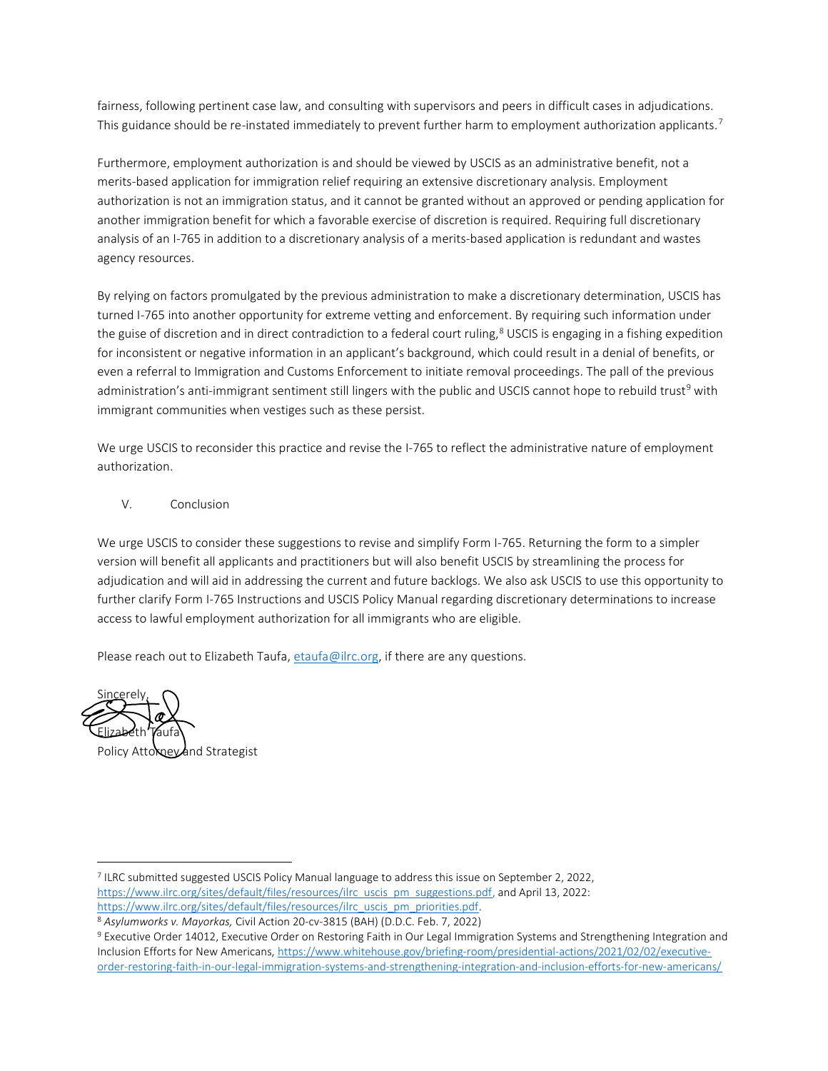fairness, following pertinent case law, and consulting with supervisors and peers in difficult cases in adjudications. This guidance should be re-instated immediately to prevent further harm to employment authorization applicants.[7]

Furthermore, employment authorization is and should be viewed by USCIS as an administrative benefit, not a merits-based application for immigration relief requiring an extensive discretionary analysis. Employment authorization is not an immigration status, and it cannot be granted without an approved or pending application for another immigration benefit for which a favorable exercise of discretion is required. Requiring full discretionary analysis of an I-765 in addition to a discretionary analysis of a merits-based application is redundant and wastes agency resources.

By relying on factors promulgated by the previous administration to make a discretionary determination, USCIS has turned I-765 into another opportunity for extreme vetting and enforcement. By requiring such information under the guise of discretion and in direct contradiction to a federal court ruling,[8] USCIS is engaging in a fishing expedition for inconsistent or negative information in an applicant's background, which could result in a denial of benefits, or even a referral to Immigration and Customs Enforcement to initiate removal proceedings. The pall of the previous administration's anti-immigrant sentiment still lingers with the public and USCIS cannot hope to rebuild trust[9] with immigrant communities when vestiges such as these persist.

We urge USCIS to reconsider this practice and revise the I-765 to reflect the administrative nature of employment authorization.

## V. Conclusion

We urge USCIS to consider these suggestions to revise and simplify Form I-765. Returning the form to a simpler version will benefit all applicants and practitioners but will also benefit USCIS by streamlining the process for adjudication and will aid in addressing the current and future backlogs. We also ask USCIS to use this opportunity to further clarify Form I-765 Instructions and USCIS Policy Manual regarding discretionary determinations to increase access to lawful employment authorization for all immigrants who are eligible.

Please reach out to Elizabeth Taufa, etaufa@ilrc.org, if there are any questions.

Sincerely,

Elizabeth Taufa
Policy Attorney and Strategist

---

[7] ILRC submitted suggested USCIS Policy Manual language to address this issue on September 2, 2022, https://www.ilrc.org/sites/default/files/resources/ilrc_uscis_pm_suggestions.pdf, and April 13, 2022: https://www.ilrc.org/sites/default/files/resources/ilrc_uscis_pm_priorities.pdf.

[8] *Asylumworks v. Mayorkas,* Civil Action 20-cv-3815 (BAH) (D.D.C. Feb. 7, 2022)

[9] Executive Order 14012, Executive Order on Restoring Faith in Our Legal Immigration Systems and Strengthening Integration and Inclusion Efforts for New Americans, https://www.whitehouse.gov/briefing-room/presidential-actions/2021/02/02/executive-order-restoring-faith-in-our-legal-immigration-systems-and-strengthening-integration-and-inclusion-efforts-for-new-americans/